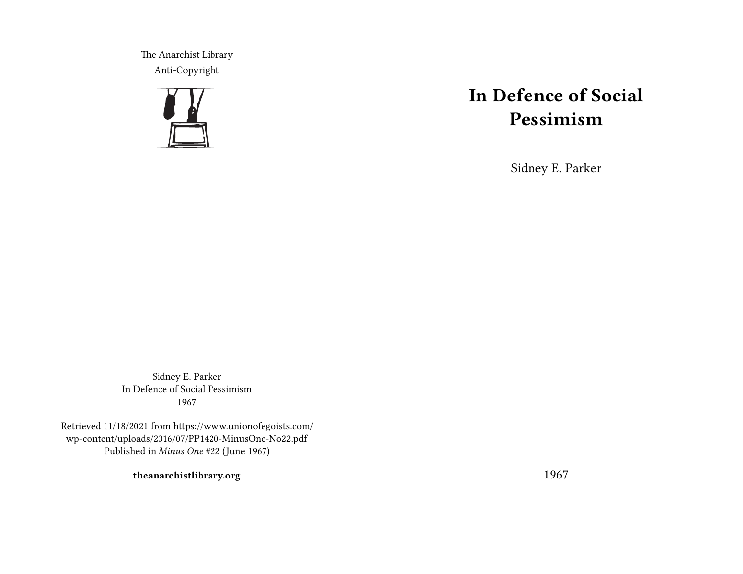The Anarchist Library
Anti-Copyright

# In Defence of Social Pessimism

Sidney E. Parker

1967

Sidney E. Parker
In Defence of Social Pessimism
1967

Retrieved 11/18/2021 from https://www.unionofegoists.com/wp-content/uploads/2016/07/PP1420-MinusOne-No22.pdf
Published in *Minus One* #22 (June 1967)

**theanarchistlibrary.org**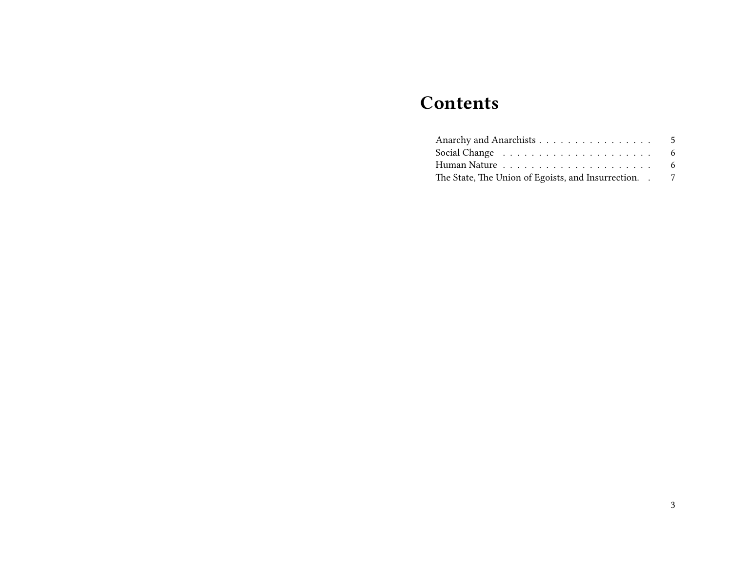# Contents

- Anarchy and Anarchists . . . . . . . . . . . . . . . . 5
- Social Change . . . . . . . . . . . . . . . . . . . . . 6
- Human Nature . . . . . . . . . . . . . . . . . . . . . 6
- The State, The Union of Egoists, and Insurrection. . 7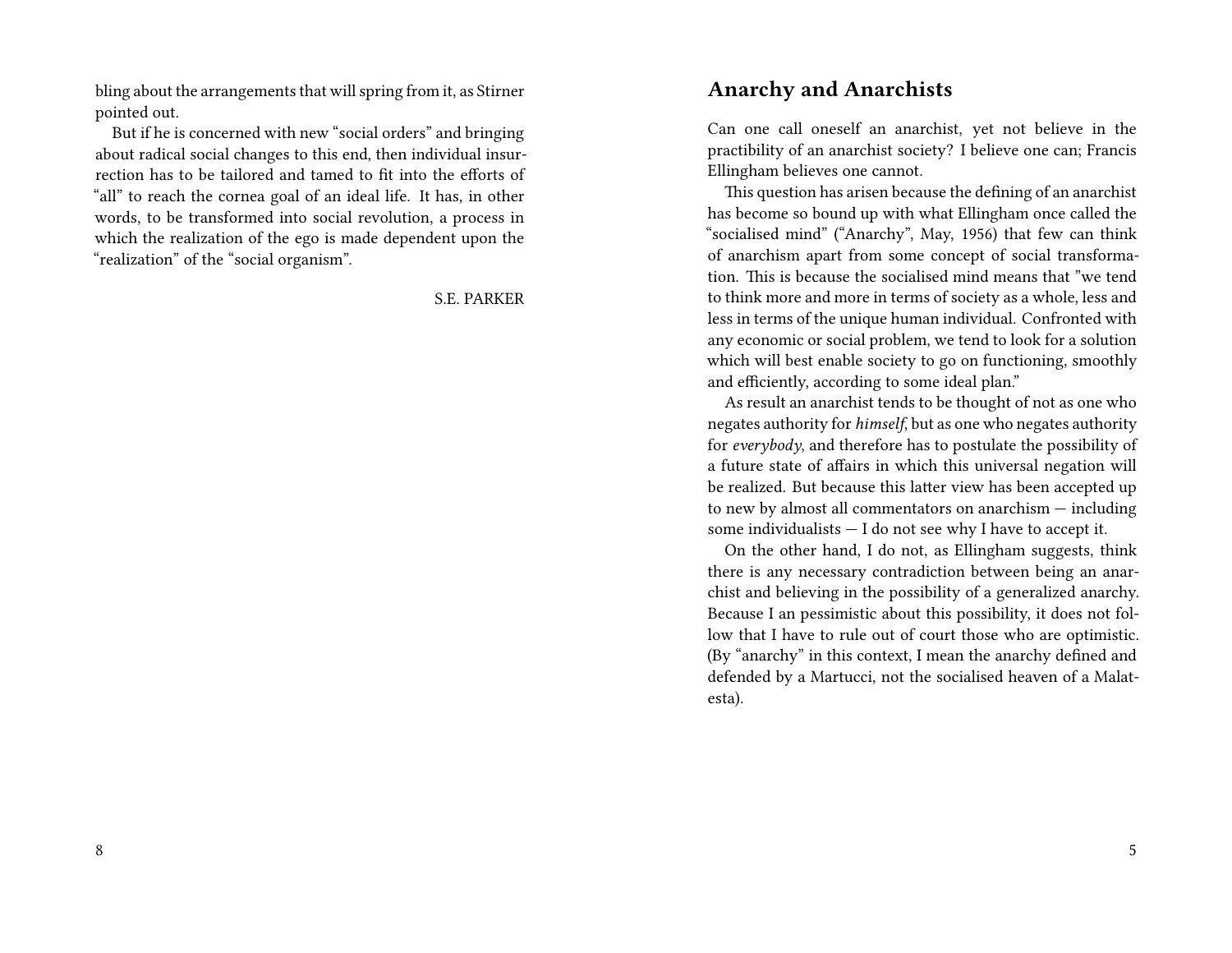bling about the arrangements that will spring from it, as Stirner pointed out.

But if he is concerned with new "social orders" and bringing about radical social changes to this end, then individual insurrection has to be tailored and tamed to fit into the efforts of "all" to reach the cornea goal of an ideal life. It has, in other words, to be transformed into social revolution, a process in which the realization of the ego is made dependent upon the "realization" of the "social organism".

S.E. PARKER

## Anarchy and Anarchists

Can one call oneself an anarchist, yet not believe in the practibility of an anarchist society? I believe one can; Francis Ellingham believes one cannot.

This question has arisen because the defining of an anarchist has become so bound up with what Ellingham once called the "socialised mind" ("Anarchy", May, 1956) that few can think of anarchism apart from some concept of social transformation. This is because the socialised mind means that "we tend to think more and more in terms of society as a whole, less and less in terms of the unique human individual. Confronted with any economic or social problem, we tend to look for a solution which will best enable society to go on functioning, smoothly and efficiently, according to some ideal plan."

As result an anarchist tends to be thought of not as one who negates authority for *himself*, but as one who negates authority for *everybody*, and therefore has to postulate the possibility of a future state of affairs in which this universal negation will be realized. But because this latter view has been accepted up to new by almost all commentators on anarchism — including some individualists — I do not see why I have to accept it.

On the other hand, I do not, as Ellingham suggests, think there is any necessary contradiction between being an anarchist and believing in the possibility of a generalized anarchy. Because I an pessimistic about this possibility, it does not follow that I have to rule out of court those who are optimistic. (By "anarchy" in this context, I mean the anarchy defined and defended by a Martucci, not the socialised heaven of a Malatesta).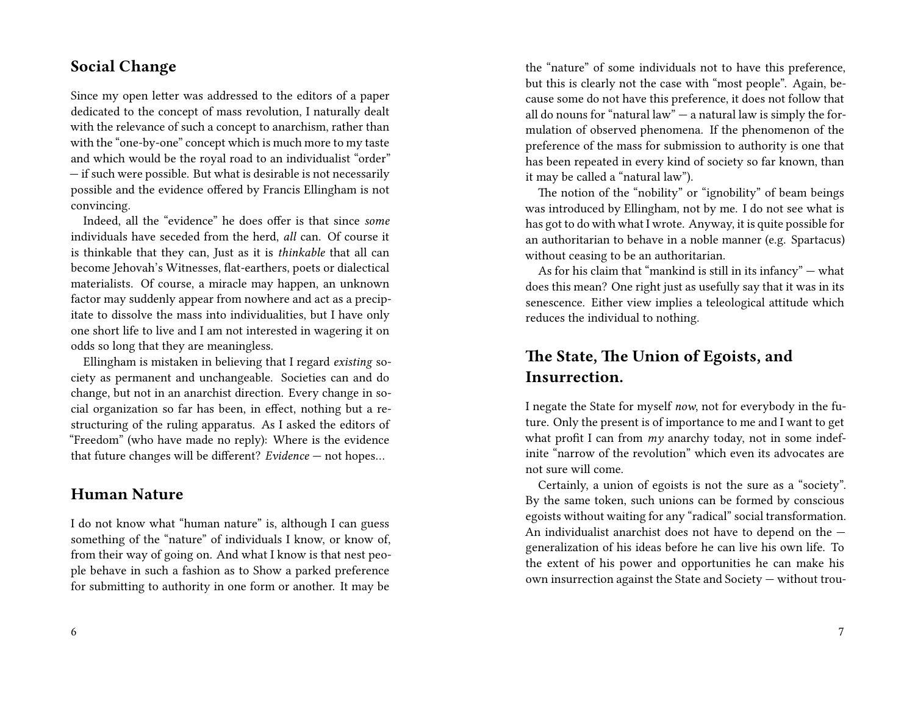## Social Change

Since my open letter was addressed to the editors of a paper dedicated to the concept of mass revolution, I naturally dealt with the relevance of such a concept to anarchism, rather than with the "one-by-one" concept which is much more to my taste and which would be the royal road to an individualist "order" — if such were possible. But what is desirable is not necessarily possible and the evidence offered by Francis Ellingham is not convincing.

Indeed, all the "evidence" he does offer is that since *some* individuals have seceded from the herd, *all* can. Of course it is thinkable that they can, Just as it is *thinkable* that all can become Jehovah's Witnesses, flat-earthers, poets or dialectical materialists. Of course, a miracle may happen, an unknown factor may suddenly appear from nowhere and act as a precipitate to dissolve the mass into individualities, but I have only one short life to live and I am not interested in wagering it on odds so long that they are meaningless.

Ellingham is mistaken in believing that I regard *existing* society as permanent and unchangeable. Societies can and do change, but not in an anarchist direction. Every change in social organization so far has been, in effect, nothing but a restructuring of the ruling apparatus. As I asked the editors of "Freedom" (who have made no reply): Where is the evidence that future changes will be different? *Evidence* — not hopes…

## Human Nature

I do not know what "human nature" is, although I can guess something of the "nature" of individuals I know, or know of, from their way of going on. And what I know is that nest people behave in such a fashion as to Show a parked preference for submitting to authority in one form or another. It may be the "nature" of some individuals not to have this preference, but this is clearly not the case with "most people". Again, because some do not have this preference, it does not follow that all do nouns for "natural law" — a natural law is simply the formulation of observed phenomena. If the phenomenon of the preference of the mass for submission to authority is one that has been repeated in every kind of society so far known, than it may be called a "natural law").

The notion of the "nobility" or "ignobility" of beam beings was introduced by Ellingham, not by me. I do not see what is has got to do with what I wrote. Anyway, it is quite possible for an authoritarian to behave in a noble manner (e.g. Spartacus) without ceasing to be an authoritarian.

As for his claim that "mankind is still in its infancy" — what does this mean? One right just as usefully say that it was in its senescence. Either view implies a teleological attitude which reduces the individual to nothing.

## The State, The Union of Egoists, and Insurrection.

I negate the State for myself *now*, not for everybody in the future. Only the present is of importance to me and I want to get what profit I can from *my* anarchy today, not in some indefinite "narrow of the revolution" which even its advocates are not sure will come.

Certainly, a union of egoists is not the sure as a "society". By the same token, such unions can be formed by conscious egoists without waiting for any "radical" social transformation. An individualist anarchist does not have to depend on the — generalization of his ideas before he can live his own life. To the extent of his power and opportunities he can make his own insurrection against the State and Society — without trou-